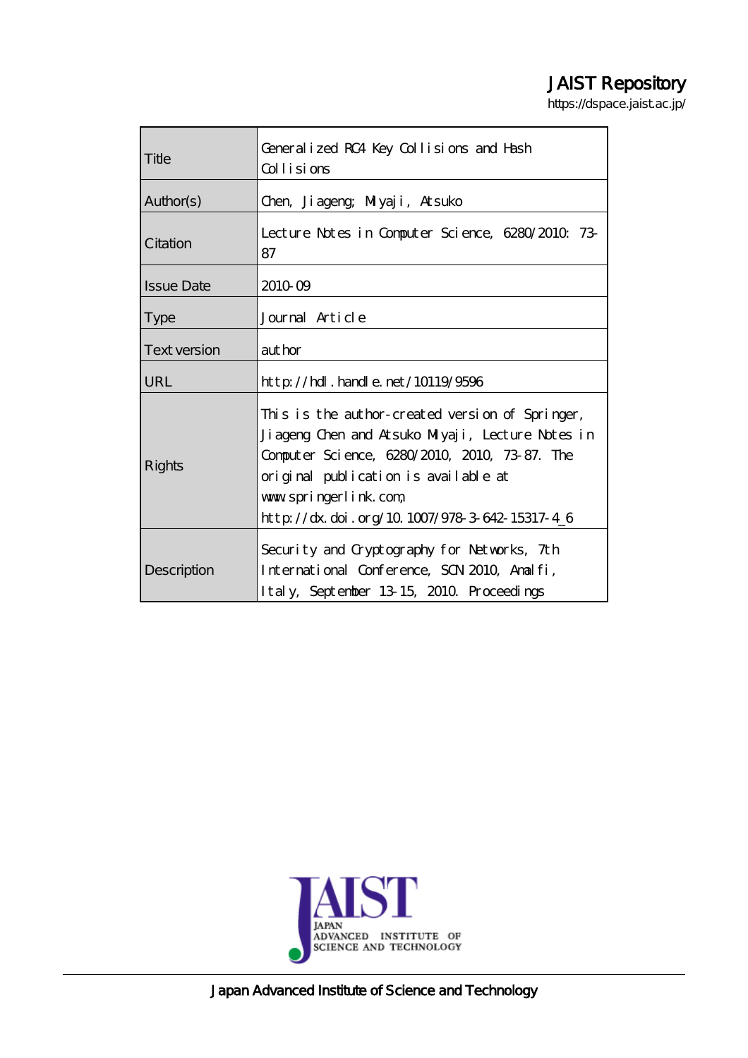JAIST Repository

https://dspace.jaist.ac.jp/

| | |
|---|---|
| Title | Generalized RC4 Key Collisions and Hash Collisions |
| Author(s) | Chen, Jiageng; Miyaji, Atsuko |
| Citation | Lecture Notes in Computer Science, 6280/2010: 73-87 |
| Issue Date | 2010-09 |
| Type | Journal Article |
| Text version | author |
| URL | http://hdl.handle.net/10119/9596 |
| Rights | This is the author-created version of Springer, Jiageng Chen and Atsuko Miyaji, Lecture Notes in Computer Science, 6280/2010, 2010, 73-87. The original publication is available at www.springerlink.com, http://dx.doi.org/10.1007/978-3-642-15317-4_6 |
| Description | Security and Cryptography for Networks, 7th International Conference, SCN 2010, Amalfi, Italy, September 13-15, 2010. Proceedings |

JAIST JAPAN ADVANCED INSTITUTE OF SCIENCE AND TECHNOLOGY

Japan Advanced Institute of Science and Technology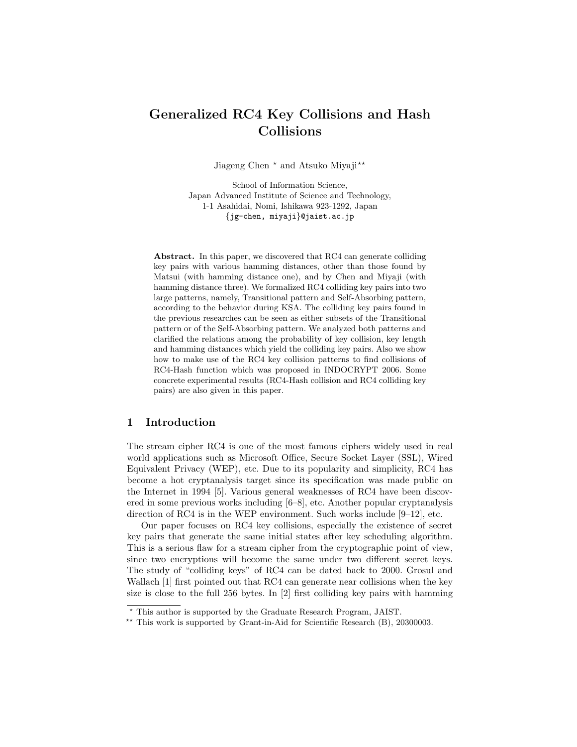# Generalized RC4 Key Collisions and Hash Collisions

Jiageng Chen [⋆] and Atsuko Miyaji[⋆⋆]

School of Information Science,
Japan Advanced Institute of Science and Technology,
1-1 Asahidai, Nomi, Ishikawa 923-1292, Japan
{jg-chen, miyaji}@jaist.ac.jp

**Abstract.** In this paper, we discovered that RC4 can generate colliding key pairs with various hamming distances, other than those found by Matsui (with hamming distance one), and by Chen and Miyaji (with hamming distance three). We formalized RC4 colliding key pairs into two large patterns, namely, Transitional pattern and Self-Absorbing pattern, according to the behavior during KSA. The colliding key pairs found in the previous researches can be seen as either subsets of the Transitional pattern or of the Self-Absorbing pattern. We analyzed both patterns and clarified the relations among the probability of key collision, key length and hamming distances which yield the colliding key pairs. Also we show how to make use of the RC4 key collision patterns to find collisions of RC4-Hash function which was proposed in INDOCRYPT 2006. Some concrete experimental results (RC4-Hash collision and RC4 colliding key pairs) are also given in this paper.

## 1 Introduction

The stream cipher RC4 is one of the most famous ciphers widely used in real world applications such as Microsoft Office, Secure Socket Layer (SSL), Wired Equivalent Privacy (WEP), etc. Due to its popularity and simplicity, RC4 has become a hot cryptanalysis target since its specification was made public on the Internet in 1994 [5]. Various general weaknesses of RC4 have been discovered in some previous works including [6–8], etc. Another popular cryptanalysis direction of RC4 is in the WEP environment. Such works include [9–12], etc.

Our paper focuses on RC4 key collisions, especially the existence of secret key pairs that generate the same initial states after key scheduling algorithm. This is a serious flaw for a stream cipher from the cryptographic point of view, since two encryptions will become the same under two different secret keys. The study of "colliding keys" of RC4 can be dated back to 2000. Grosul and Wallach [1] first pointed out that RC4 can generate near collisions when the key size is close to the full 256 bytes. In [2] first colliding key pairs with hamming

⋆ This author is supported by the Graduate Research Program, JAIST.

⋆⋆ This work is supported by Grant-in-Aid for Scientific Research (B), 20300003.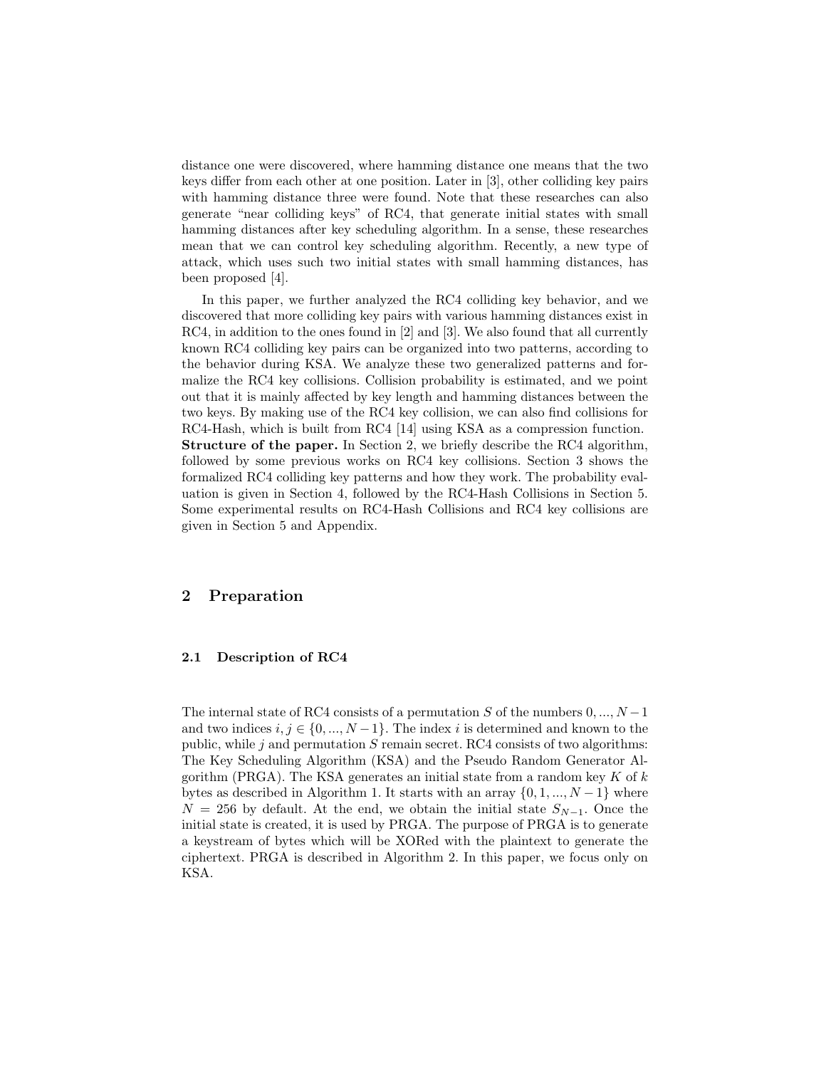distance one were discovered, where hamming distance one means that the two keys differ from each other at one position. Later in [3], other colliding key pairs with hamming distance three were found. Note that these researches can also generate "near colliding keys" of RC4, that generate initial states with small hamming distances after key scheduling algorithm. In a sense, these researches mean that we can control key scheduling algorithm. Recently, a new type of attack, which uses such two initial states with small hamming distances, has been proposed [4].

In this paper, we further analyzed the RC4 colliding key behavior, and we discovered that more colliding key pairs with various hamming distances exist in RC4, in addition to the ones found in [2] and [3]. We also found that all currently known RC4 colliding key pairs can be organized into two patterns, according to the behavior during KSA. We analyze these two generalized patterns and formalize the RC4 key collisions. Collision probability is estimated, and we point out that it is mainly affected by key length and hamming distances between the two keys. By making use of the RC4 key collision, we can also find collisions for RC4-Hash, which is built from RC4 [14] using KSA as a compression function.
**Structure of the paper.** In Section 2, we briefly describe the RC4 algorithm, followed by some previous works on RC4 key collisions. Section 3 shows the formalized RC4 colliding key patterns and how they work. The probability evaluation is given in Section 4, followed by the RC4-Hash Collisions in Section 5. Some experimental results on RC4-Hash Collisions and RC4 key collisions are given in Section 5 and Appendix.

## 2 Preparation

### 2.1 Description of RC4

The internal state of RC4 consists of a permutation $S$ of the numbers $0, ..., N-1$ and two indices $i, j \in \{0, ..., N-1\}$. The index $i$ is determined and known to the public, while $j$ and permutation $S$ remain secret. RC4 consists of two algorithms: The Key Scheduling Algorithm (KSA) and the Pseudo Random Generator Algorithm (PRGA). The KSA generates an initial state from a random key $K$ of $k$ bytes as described in Algorithm 1. It starts with an array $\{0, 1, ..., N-1\}$ where $N = 256$ by default. At the end, we obtain the initial state $S_{N-1}$. Once the initial state is created, it is used by PRGA. The purpose of PRGA is to generate a keystream of bytes which will be XORed with the plaintext to generate the ciphertext. PRGA is described in Algorithm 2. In this paper, we focus only on KSA.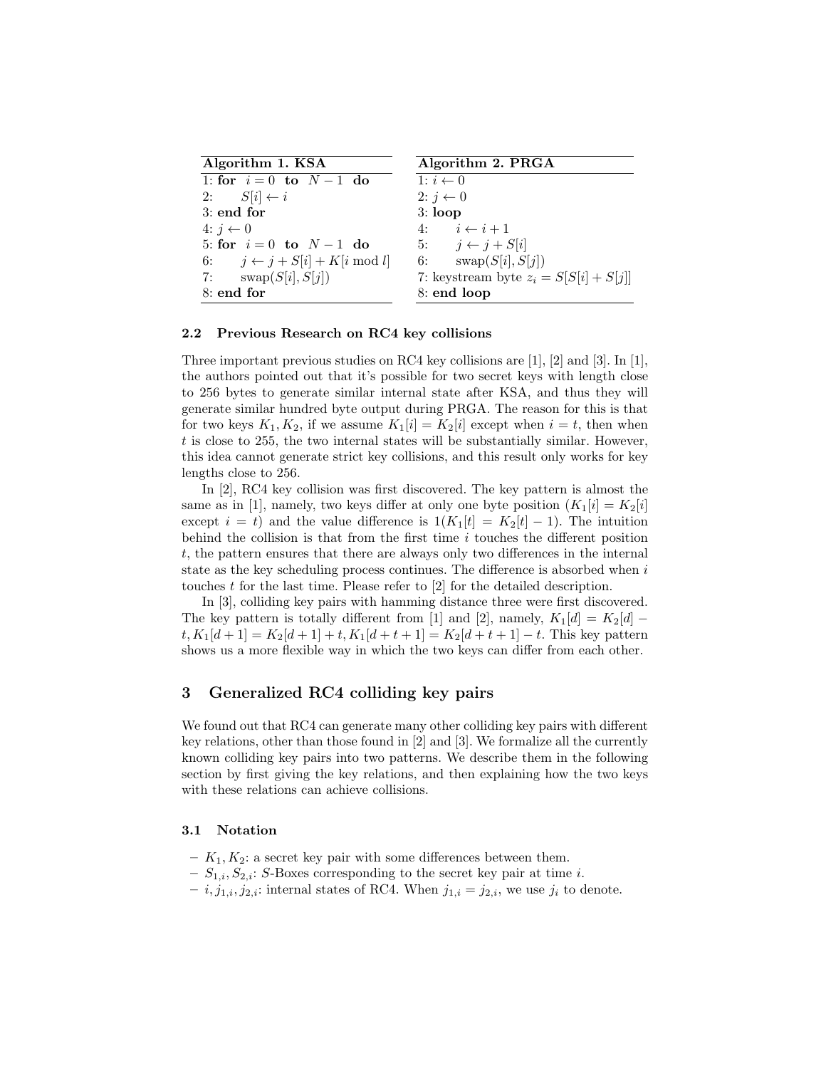| **Algorithm 1. KSA** |
|---|
| 1: **for** $i = 0$ **to** $N - 1$ **do** |
| 2: $S[i] \leftarrow i$ |
| 3: **end for** |
| 4: $j \leftarrow 0$ |
| 5: **for** $i = 0$ **to** $N - 1$ **do** |
| 6: $j \leftarrow j + S[i] + K[i \bmod l]$ |
| 7: $\text{swap}(S[i], S[j])$ |
| 8: **end for** |

| **Algorithm 2. PRGA** |
|---|
| 1: $i \leftarrow 0$ |
| 2: $j \leftarrow 0$ |
| 3: **loop** |
| 4: $i \leftarrow i + 1$ |
| 5: $j \leftarrow j + S[i]$ |
| 6: $\text{swap}(S[i], S[j])$ |
| 7: keystream byte $z_i = S[S[i] + S[j]]$ |
| 8: **end loop** |

### 2.2 Previous Research on RC4 key collisions

Three important previous studies on RC4 key collisions are [1], [2] and [3]. In [1], the authors pointed out that it's possible for two secret keys with length close to 256 bytes to generate similar internal state after KSA, and thus they will generate similar hundred byte output during PRGA. The reason for this is that for two keys $K_1, K_2$, if we assume $K_1[i] = K_2[i]$ except when $i = t$, then when $t$ is close to 255, the two internal states will be substantially similar. However, this idea cannot generate strict key collisions, and this result only works for key lengths close to 256.

In [2], RC4 key collision was first discovered. The key pattern is almost the same as in [1], namely, two keys differ at only one byte position ($K_1[i] = K_2[i]$ except $i = t$) and the value difference is $1(K_1[t] = K_2[t] - 1)$. The intuition behind the collision is that from the first time $i$ touches the different position $t$, the pattern ensures that there are always only two differences in the internal state as the key scheduling process continues. The difference is absorbed when $i$ touches $t$ for the last time. Please refer to [2] for the detailed description.

In [3], colliding key pairs with hamming distance three were first discovered. The key pattern is totally different from [1] and [2], namely, $K_1[d] = K_2[d] - t, K_1[d+1] = K_2[d+1] + t, K_1[d+t+1] = K_2[d+t+1] - t$. This key pattern shows us a more flexible way in which the two keys can differ from each other.

## 3 Generalized RC4 colliding key pairs

We found out that RC4 can generate many other colliding key pairs with different key relations, other than those found in [2] and [3]. We formalize all the currently known colliding key pairs into two patterns. We describe them in the following section by first giving the key relations, and then explaining how the two keys with these relations can achieve collisions.

### 3.1 Notation

- $K_1, K_2$: a secret key pair with some differences between them.
- $S_{1,i}, S_{2,i}$: $S$-Boxes corresponding to the secret key pair at time $i$.
- $i, j_{1,i}, j_{2,i}$: internal states of RC4. When $j_{1,i} = j_{2,i}$, we use $j_i$ to denote.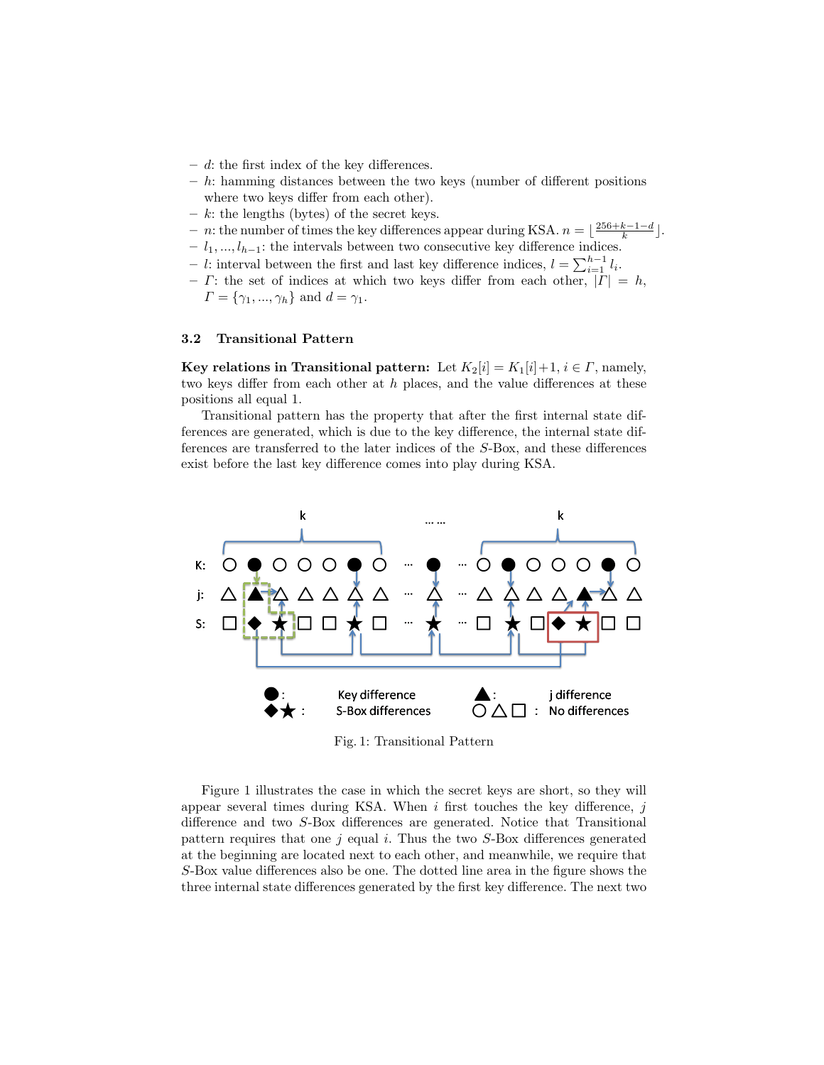- $d$: the first index of the key differences.
- $h$: hamming distances between the two keys (number of different positions where two keys differ from each other).
- $k$: the lengths (bytes) of the secret keys.
- $n$: the number of times the key differences appear during KSA. $n = \lfloor \frac{256+k-1-d}{k} \rfloor$.
- $l_1, ..., l_{h-1}$: the intervals between two consecutive key difference indices.
- $l$: interval between the first and last key difference indices, $l = \sum_{i=1}^{h-1} l_i$.
- $\Gamma$: the set of indices at which two keys differ from each other, $|\Gamma| = h$, $\Gamma = \{\gamma_1, ..., \gamma_h\}$ and $d = \gamma_1$.

### 3.2 Transitional Pattern

**Key relations in Transitional pattern:** Let $K_2[i] = K_1[i]+1$, $i \in \Gamma$, namely, two keys differ from each other at $h$ places, and the value differences at these positions all equal 1.

Transitional pattern has the property that after the first internal state differences are generated, which is due to the key difference, the internal state differences are transferred to the later indices of the $S$-Box, and these differences exist before the last key difference comes into play during KSA.

Fig. 1: Transitional Pattern

Figure 1 illustrates the case in which the secret keys are short, so they will appear several times during KSA. When $i$ first touches the key difference, $j$ difference and two $S$-Box differences are generated. Notice that Transitional pattern requires that one $j$ equal $i$. Thus the two $S$-Box differences generated at the beginning are located next to each other, and meanwhile, we require that $S$-Box value differences also be one. The dotted line area in the figure shows the three internal state differences generated by the first key difference. The next two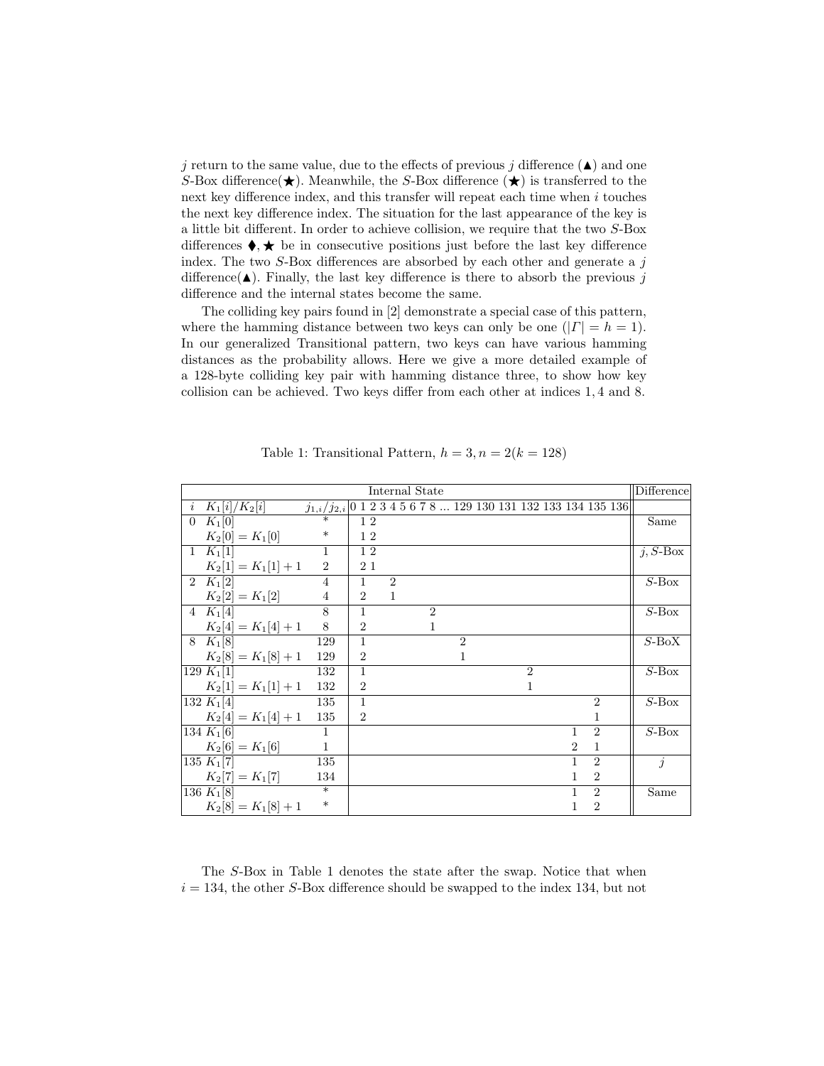$j$ return to the same value, due to the effects of previous $j$ difference (▲) and one $S$-Box difference(★). Meanwhile, the $S$-Box difference (★) is transferred to the next key difference index, and this transfer will repeat each time when $i$ touches the next key difference index. The situation for the last appearance of the key is a little bit different. In order to achieve collision, we require that the two $S$-Box differences ⧫, ★ be in consecutive positions just before the last key difference index. The two $S$-Box differences are absorbed by each other and generate a $j$ difference(▲). Finally, the last key difference is there to absorb the previous $j$ difference and the internal states become the same.

The colliding key pairs found in [2] demonstrate a special case of this pattern, where the hamming distance between two keys can only be one ($|\Gamma| = h = 1$). In our generalized Transitional pattern, two keys can have various hamming distances as the probability allows. Here we give a more detailed example of a 128-byte colliding key pair with hamming distance three, to show how key collision can be achieved. Two keys differ from each other at indices 1, 4 and 8.

Table 1: Transitional Pattern, $h = 3, n = 2 (k = 128)$

| Internal State | | | | | | | | | | | | | | | | | | | | | Difference |
|---|---|---|---|---|---|---|---|---|---|---|---|---|---|---|---|---|---|---|---|---|---|
| $i$ | $K_1[i]/K_2[i]$ | $j_{1,i}/j_{2,i}$ | 0 | 1 | 2 | 3 | 4 | 5 | 6 | 7 | 8 | ... | 129 | 130 | 131 | 132 | 133 | 134 | 135 | 136 | |
| 0 | $K_1[0]$ | * | | 1 | 2 | | | | | | | | | | | | | | | | Same |
| | $K_2[0] = K_1[0]$ | * | | 1 | 2 | | | | | | | | | | | | | | | | |
| 1 | $K_1[1]$ | 1 | | 1 | 2 | | | | | | | | | | | | | | | | $j$, $S$-Box |
| | $K_2[1] = K_1[1] + 1$ | 2 | | 2 | 1 | | | | | | | | | | | | | | | | |
| 2 | $K_1[2]$ | 4 | | 1 | | | 2 | | | | | | | | | | | | | | $S$-Box |
| | $K_2[2] = K_1[2]$ | 4 | | 2 | | | 1 | | | | | | | | | | | | | | |
| 4 | $K_1[4]$ | 8 | | 1 | | | | | | | 2 | | | | | | | | | | $S$-Box |
| | $K_2[4] = K_1[4] + 1$ | 8 | | 2 | | | | | | | 1 | | | | | | | | | | |
| 8 | $K_1[8]$ | 129 | | 1 | | | | | | | | | 2 | | | | | | | | $S$-BoX |
| | $K_2[8] = K_1[8] + 1$ | 129 | | 2 | | | | | | | | | 1 | | | | | | | | |
| 129 | $K_1[1]$ | 132 | | 1 | | | | | | | | | | | | 2 | | | | | $S$-Box |
| | $K_2[1] = K_1[1] + 1$ | 132 | | 2 | | | | | | | | | | | | 1 | | | | | |
| 132 | $K_1[4]$ | 135 | | 1 | | | | | | | | | | | | | | | 2 | | $S$-Box |
| | $K_2[4] = K_1[4] + 1$ | 135 | | 2 | | | | | | | | | | | | | | | 1 | | |
| 134 | $K_1[6]$ | 1 | | | | | | | | | | | | | | | | 1 | 2 | | $S$-Box |
| | $K_2[6] = K_1[6]$ | 1 | | | | | | | | | | | | | | | | 2 | 1 | | |
| 135 | $K_1[7]$ | 135 | | | | | | | | | | | | | | | | 1 | 2 | | $j$ |
| | $K_2[7] = K_1[7]$ | 134 | | | | | | | | | | | | | | | | 1 | 2 | | |
| 136 | $K_1[8]$ | * | | | | | | | | | | | | | | | | 1 | 2 | | Same |
| | $K_2[8] = K_1[8] + 1$ | * | | | | | | | | | | | | | | | | 1 | 2 | | |

The $S$-Box in Table 1 denotes the state after the swap. Notice that when $i = 134$, the other $S$-Box difference should be swapped to the index 134, but not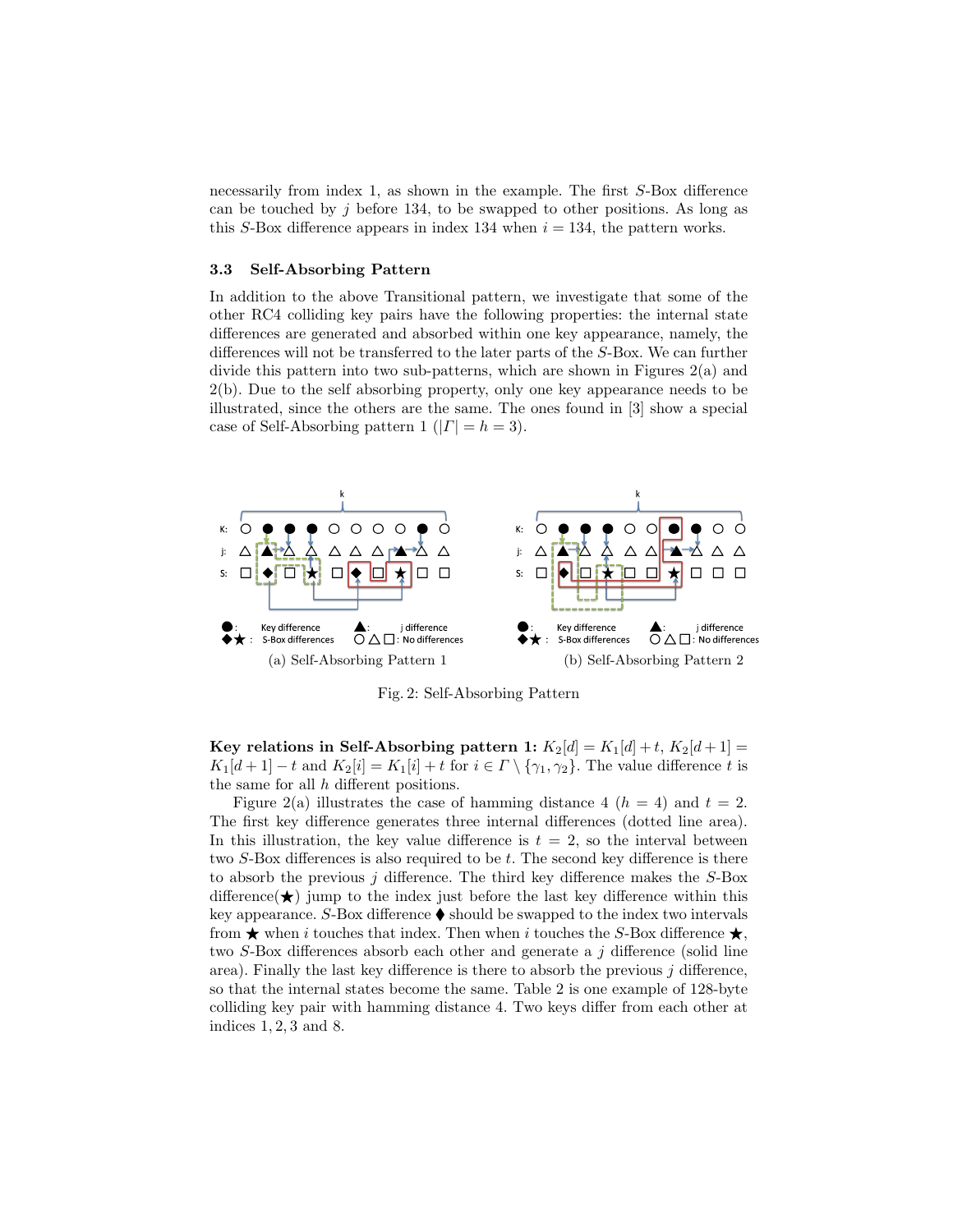necessarily from index 1, as shown in the example. The first $S$-Box difference can be touched by $j$ before 134, to be swapped to other positions. As long as this $S$-Box difference appears in index 134 when $i = 134$, the pattern works.

### 3.3 Self-Absorbing Pattern

In addition to the above Transitional pattern, we investigate that some of the other RC4 colliding key pairs have the following properties: the internal state differences are generated and absorbed within one key appearance, namely, the differences will not be transferred to the later parts of the $S$-Box. We can further divide this pattern into two sub-patterns, which are shown in Figures 2(a) and 2(b). Due to the self absorbing property, only one key appearance needs to be illustrated, since the others are the same. The ones found in [3] show a special case of Self-Absorbing pattern 1 ($|\Gamma| = h = 3$).

(a) Self-Absorbing Pattern 1

(b) Self-Absorbing Pattern 2

Fig. 2: Self-Absorbing Pattern

**Key relations in Self-Absorbing pattern 1:** $K_2[d] = K_1[d] + t$, $K_2[d+1] = K_1[d+1] - t$ and $K_2[i] = K_1[i] + t$ for $i \in \Gamma \setminus \{\gamma_1, \gamma_2\}$. The value difference $t$ is the same for all $h$ different positions.

Figure 2(a) illustrates the case of hamming distance 4 ($h = 4$) and $t = 2$. The first key difference generates three internal differences (dotted line area). In this illustration, the key value difference is $t = 2$, so the interval between two $S$-Box differences is also required to be $t$. The second key difference is there to absorb the previous $j$ difference. The third key difference makes the $S$-Box difference(★) jump to the index just before the last key difference within this key appearance. $S$-Box difference ⧫ should be swapped to the index two intervals from ★ when $i$ touches that index. Then when $i$ touches the $S$-Box difference ★, two $S$-Box differences absorb each other and generate a $j$ difference (solid line area). Finally the last key difference is there to absorb the previous $j$ difference, so that the internal states become the same. Table 2 is one example of 128-byte colliding key pair with hamming distance 4. Two keys differ from each other at indices 1, 2, 3 and 8.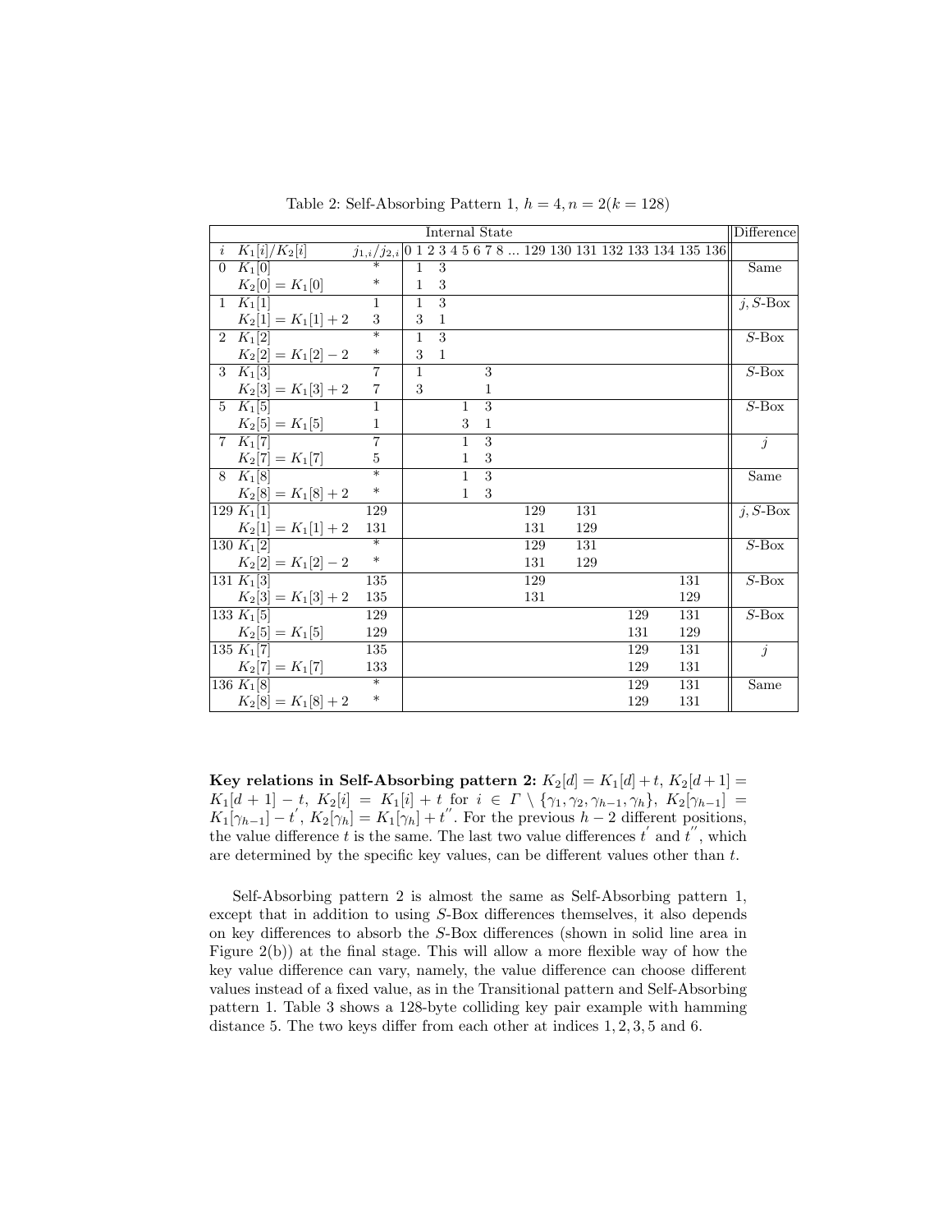Table 2: Self-Absorbing Pattern 1, $h = 4, n = 2(k = 128)$

| Internal State | | | | | | | | | | | | | | | | | | | | | Difference |
|---|---|---|---|---|---|---|---|---|---|---|---|---|---|---|---|---|---|---|---|---|---|
| $i$ | $K_1[i]/K_2[i]$ | $j_{1,i}/j_{2,i}$ | 0 | 1 | 2 | 3 | 4 | 5 | 6 | 7 | 8 | ... | 129 | 130 | 131 | 132 | 133 | 134 | 135 | 136 | |
| 0 | $K_1[0]$ | * | | 1 | | 3 | | | | | | | | | | | | | | | Same |
| | $K_2[0] = K_1[0]$ | * | | 1 | | 3 | | | | | | | | | | | | | | | |
| 1 | $K_1[1]$ | 1 | | 1 | | 3 | | | | | | | | | | | | | | | $j$, $S$-Box |
| | $K_2[1] = K_1[1] + 2$ | 3 | | 3 | | 1 | | | | | | | | | | | | | | | |
| 2 | $K_1[2]$ | * | | 1 | | 3 | | | | | | | | | | | | | | | $S$-Box |
| | $K_2[2] = K_1[2] - 2$ | * | | 3 | | 1 | | | | | | | | | | | | | | | |
| 3 | $K_1[3]$ | 7 | | 1 | | | | | | 3 | | | | | | | | | | | $S$-Box |
| | $K_2[3] = K_1[3] + 2$ | 7 | | 3 | | | | | | 1 | | | | | | | | | | | |
| 5 | $K_1[5]$ | 1 | | | | | | 1 | | 3 | | | | | | | | | | | $S$-Box |
| | $K_2[5] = K_1[5]$ | 1 | | | | | | 3 | | 1 | | | | | | | | | | | |
| 7 | $K_1[7]$ | 7 | | | | | | 1 | | 3 | | | | | | | | | | | $j$ |
| | $K_2[7] = K_1[7]$ | 5 | | | | | | 1 | | 3 | | | | | | | | | | | |
| 8 | $K_1[8]$ | * | | | | | | 1 | | 3 | | | | | | | | | | | Same |
| | $K_2[8] = K_1[8] + 2$ | * | | | | | | 1 | | 3 | | | | | | | | | | | |
| 129 | $K_1[1]$ | 129 | | | | | | | | | | | 129 | | 131 | | | | | | $j$, $S$-Box |
| | $K_2[1] = K_1[1] + 2$ | 131 | | | | | | | | | | | 131 | | 129 | | | | | | |
| 130 | $K_1[2]$ | * | | | | | | | | | | | 129 | | 131 | | | | | | $S$-Box |
| | $K_2[2] = K_1[2] - 2$ | * | | | | | | | | | | | 131 | | 129 | | | | | | |
| 131 | $K_1[3]$ | 135 | | | | | | | | | | | 129 | | | | | | 131 | | $S$-Box |
| | $K_2[3] = K_1[3] + 2$ | 135 | | | | | | | | | | | 131 | | | | | | 129 | | |
| 133 | $K_1[5]$ | 129 | | | | | | | | | | | | | | | 129 | | 131 | | $S$-Box |
| | $K_2[5] = K_1[5]$ | 129 | | | | | | | | | | | | | | | 131 | | 129 | | |
| 135 | $K_1[7]$ | 135 | | | | | | | | | | | | | | | 129 | | 131 | | $j$ |
| | $K_2[7] = K_1[7]$ | 133 | | | | | | | | | | | | | | | 129 | | 131 | | |
| 136 | $K_1[8]$ | * | | | | | | | | | | | | | | | 129 | | 131 | | Same |
| | $K_2[8] = K_1[8] + 2$ | * | | | | | | | | | | | | | | | 129 | | 131 | | |

**Key relations in Self-Absorbing pattern 2:** $K_2[d] = K_1[d] + t$, $K_2[d+1] = K_1[d+1] - t$, $K_2[i] = K_1[i] + t$ for $i \in \Gamma \setminus \{\gamma_1, \gamma_2, \gamma_{h-1}, \gamma_h\}$, $K_2[\gamma_{h-1}] = K_1[\gamma_{h-1}] - t^{'}$, $K_2[\gamma_h] = K_1[\gamma_h] + t^{''}$. For the previous $h-2$ different positions, the value difference $t$ is the same. The last two value differences $t^{'}$ and $t^{''}$, which are determined by the specific key values, can be different values other than $t$.

Self-Absorbing pattern 2 is almost the same as Self-Absorbing pattern 1, except that in addition to using $S$-Box differences themselves, it also depends on key differences to absorb the $S$-Box differences (shown in solid line area in Figure 2(b)) at the final stage. This will allow a more flexible way of how the key value difference can vary, namely, the value difference can choose different values instead of a fixed value, as in the Transitional pattern and Self-Absorbing pattern 1. Table 3 shows a 128-byte colliding key pair example with hamming distance 5. The two keys differ from each other at indices 1, 2, 3, 5 and 6.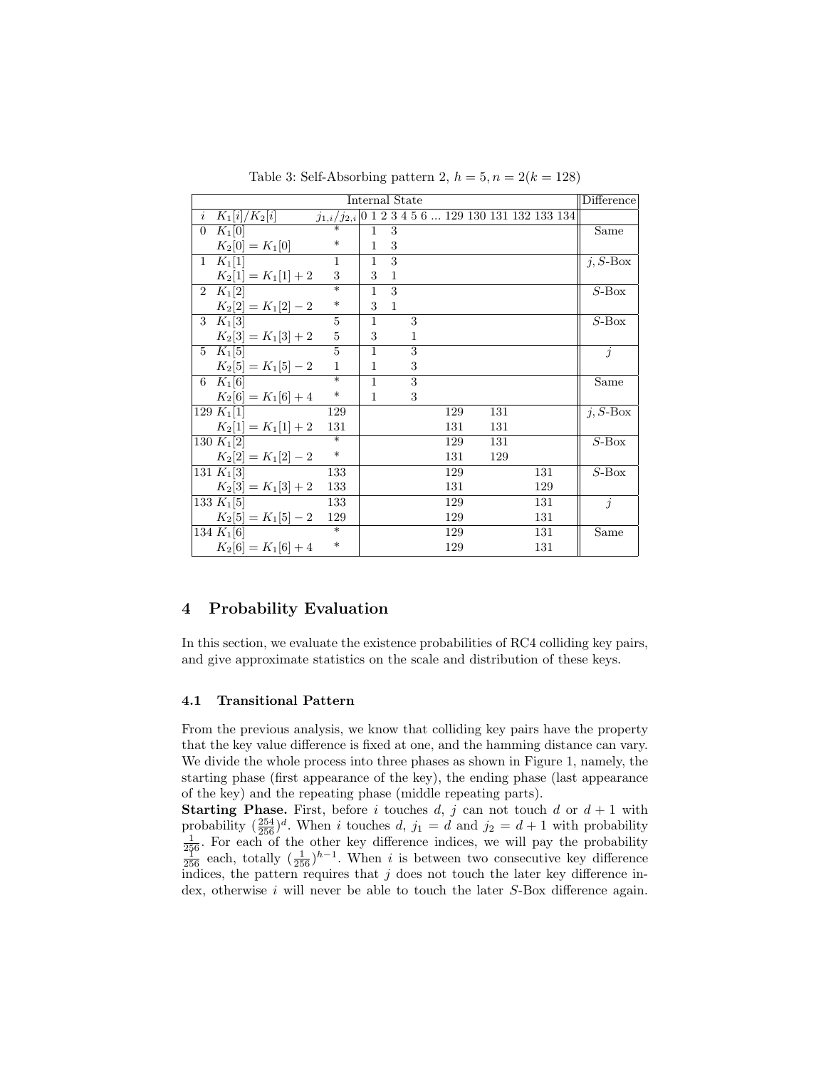Table 3: Self-Absorbing pattern 2, $h = 5, n = 2 (k = 128)$

| Internal State | | | | | | | | | | | | | | | | | Difference |
|---|---|---|---|---|---|---|---|---|---|---|---|---|---|---|---|---|---|
| $i$ | $K_1[i]/K_2[i]$ | $j_{1,i}/j_{2,i}$ | 0 | 1 | 2 | 3 | 4 | 5 | 6 | ... | 129 | 130 | 131 | 132 | 133 | 134 | |
| 0 | $K_1[0]$ | * | | 1 | | 3 | | | | | | | | | | | Same |
| | $K_2[0] = K_1[0]$ | * | | 1 | | 3 | | | | | | | | | | | |
| 1 | $K_1[1]$ | 1 | | 1 | | 3 | | | | | | | | | | | $j$, $S$-Box |
| | $K_2[1] = K_1[1] + 2$ | 3 | | 3 | | 1 | | | | | | | | | | | |
| 2 | $K_1[2]$ | * | | 1 | | 3 | | | | | | | | | | | $S$-Box |
| | $K_2[2] = K_1[2] - 2$ | * | | 3 | | 1 | | | | | | | | | | | |
| 3 | $K_1[3]$ | 5 | | 1 | | | | 3 | | | | | | | | | $S$-Box |
| | $K_2[3] = K_1[3] + 2$ | 5 | | 3 | | | | 1 | | | | | | | | | |
| 5 | $K_1[5]$ | 5 | | 1 | | | | 3 | | | | | | | | | $j$ |
| | $K_2[5] = K_1[5] - 2$ | 1 | | 1 | | | | 3 | | | | | | | | | |
| 6 | $K_1[6]$ | * | | 1 | | | | 3 | | | | | | | | | Same |
| | $K_2[6] = K_1[6] + 4$ | * | | 1 | | | | 3 | | | | | | | | | |
| 129 | $K_1[1]$ | 129 | | | | | | | | | 129 | | 131 | | | | $j$, $S$-Box |
| | $K_2[1] = K_1[1] + 2$ | 131 | | | | | | | | | 131 | | 131 | | | | |
| 130 | $K_1[2]$ | * | | | | | | | | | 129 | | 131 | | | | $S$-Box |
| | $K_2[2] = K_1[2] - 2$ | * | | | | | | | | | 131 | | 129 | | | | |
| 131 | $K_1[3]$ | 133 | | | | | | | | | 129 | | | | 131 | | $S$-Box |
| | $K_2[3] = K_1[3] + 2$ | 133 | | | | | | | | | 131 | | | | 129 | | |
| 133 | $K_1[5]$ | 133 | | | | | | | | | 129 | | | | 131 | | $j$ |
| | $K_2[5] = K_1[5] - 2$ | 129 | | | | | | | | | 129 | | | | 131 | | |
| 134 | $K_1[6]$ | * | | | | | | | | | 129 | | | | 131 | | Same |
| | $K_2[6] = K_1[6] + 4$ | * | | | | | | | | | 129 | | | | 131 | | |

## 4 Probability Evaluation

In this section, we evaluate the existence probabilities of RC4 colliding key pairs, and give approximate statistics on the scale and distribution of these keys.

### 4.1 Transitional Pattern

From the previous analysis, we know that colliding key pairs have the property that the key value difference is fixed at one, and the hamming distance can vary. We divide the whole process into three phases as shown in Figure 1, namely, the starting phase (first appearance of the key), the ending phase (last appearance of the key) and the repeating phase (middle repeating parts).

**Starting Phase.** First, before $i$ touches $d$, $j$ can not touch $d$ or $d+1$ with probability $(\frac{254}{256})^d$. When $i$ touches $d$, $j_1 = d$ and $j_2 = d+1$ with probability $\frac{1}{256}$. For each of the other key difference indices, we will pay the probability $\frac{1}{256}$ each, totally $(\frac{1}{256})^{h-1}$. When $i$ is between two consecutive key difference indices, the pattern requires that $j$ does not touch the later key difference index, otherwise $i$ will never be able to touch the later $S$-Box difference again.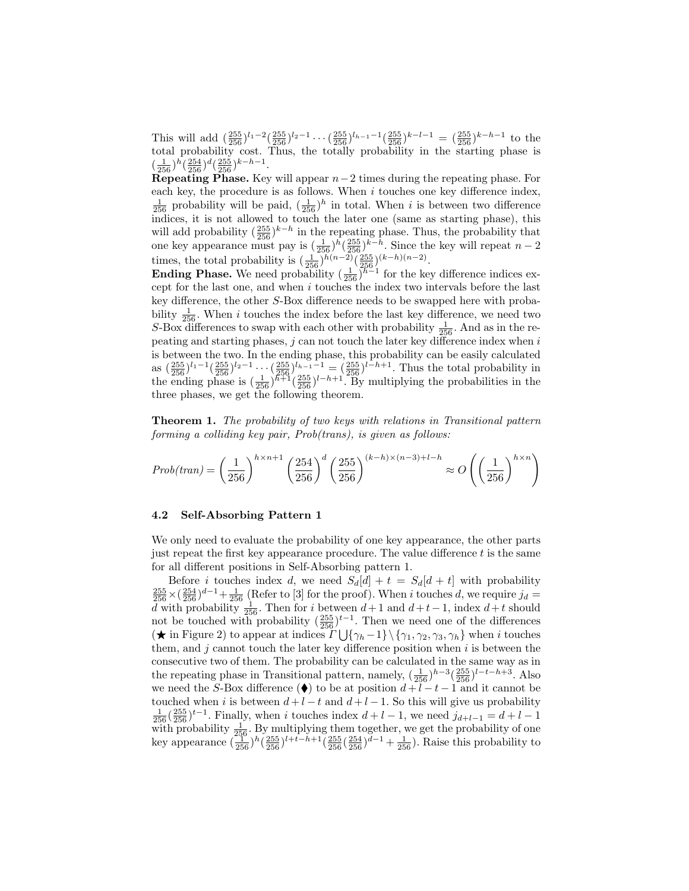This will add $(\frac{255}{256})^{l_1-2}(\frac{255}{256})^{l_2-1}\cdots(\frac{255}{256})^{l_{h-1}-1}(\frac{255}{256})^{k-l-1} = (\frac{255}{256})^{k-h-1}$ to the total probability cost. Thus, the totally probability in the starting phase is $(\frac{1}{256})^h(\frac{254}{256})^d(\frac{255}{256})^{k-h-1}$.

**Repeating Phase.** Key will appear $n-2$ times during the repeating phase. For each key, the procedure is as follows. When $i$ touches one key difference index, $\frac{1}{256}$ probability will be paid, $(\frac{1}{256})^h$ in total. When $i$ is between two difference indices, it is not allowed to touch the later one (same as starting phase), this will add probability $(\frac{255}{256})^{k-h}$ in the repeating phase. Thus, the probability that one key appearance must pay is $(\frac{1}{256})^h(\frac{255}{256})^{k-h}$. Since the key will repeat $n-2$ times, the total probability is $(\frac{1}{256})^{h(n-2)}(\frac{255}{256})^{(k-h)(n-2)}$.

**Ending Phase.** We need probability $(\frac{1}{256})^{h-1}$ for the key difference indices except for the last one, and when $i$ touches the index two intervals before the last key difference, the other $S$-Box difference needs to be swapped here with probability $\frac{1}{256}$. When $i$ touches the index before the last key difference, we need two $S$-Box differences to swap with each other with probability $\frac{1}{256}$. And as in the repeating and starting phases, $j$ can not touch the later key difference index when $i$ is between the two. In the ending phase, this probability can be easily calculated as $(\frac{255}{256})^{l_1-1}(\frac{255}{256})^{l_2-1}\cdots(\frac{255}{256})^{l_{h-1}-1} = (\frac{255}{256})^{l-h+1}$. Thus the total probability in the ending phase is $(\frac{1}{256})^{h+1}(\frac{255}{256})^{l-h+1}$. By multiplying the probabilities in the three phases, we get the following theorem.

**Theorem 1.** *The probability of two keys with relations in Transitional pattern forming a colliding key pair, Prob(trans), is given as follows:*

$$Prob(tran) = \left(\frac{1}{256}\right)^{h\times n+1}\left(\frac{254}{256}\right)^{d}\left(\frac{255}{256}\right)^{(k-h)\times(n-3)+l-h} \approx O\left(\left(\frac{1}{256}\right)^{h\times n}\right)$$

### 4.2 Self-Absorbing Pattern 1

We only need to evaluate the probability of one key appearance, the other parts just repeat the first key appearance procedure. The value difference $t$ is the same for all different positions in Self-Absorbing pattern 1.

Before $i$ touches index $d$, we need $S_d[d] + t = S_d[d+t]$ with probability $\frac{255}{256}\times(\frac{254}{256})^{d-1}+\frac{1}{256}$ (Refer to [3] for the proof). When $i$ touches $d$, we require $j_d = d$ with probability $\frac{1}{256}$. Then for $i$ between $d+1$ and $d+t-1$, index $d+t$ should not be touched with probability $(\frac{255}{256})^{t-1}$. Then we need one of the differences (★ in Figure 2) to appear at indices $\Gamma \bigcup\{\gamma_h - 1\}\setminus\{\gamma_1, \gamma_2, \gamma_3, \gamma_h\}$ when $i$ touches them, and $j$ cannot touch the later key difference position when $i$ is between the consecutive two of them. The probability can be calculated in the same way as in the repeating phase in Transitional pattern, namely, $(\frac{1}{256})^{h-3}(\frac{255}{256})^{l-t-h+3}$. Also we need the $S$-Box difference (⧫) to be at position $d+l-t-1$ and it cannot be touched when $i$ is between $d+l-t$ and $d+l-1$. So this will give us probability $\frac{1}{256}(\frac{255}{256})^{t-1}$. Finally, when $i$ touches index $d+l-1$, we need $j_{d+l-1} = d+l-1$ with probability $\frac{1}{256}$. By multiplying them together, we get the probability of one key appearance $(\frac{1}{256})^h(\frac{255}{256})^{l+t-h+1}(\frac{255}{256}(\frac{254}{256})^{d-1}+\frac{1}{256})$. Raise this probability to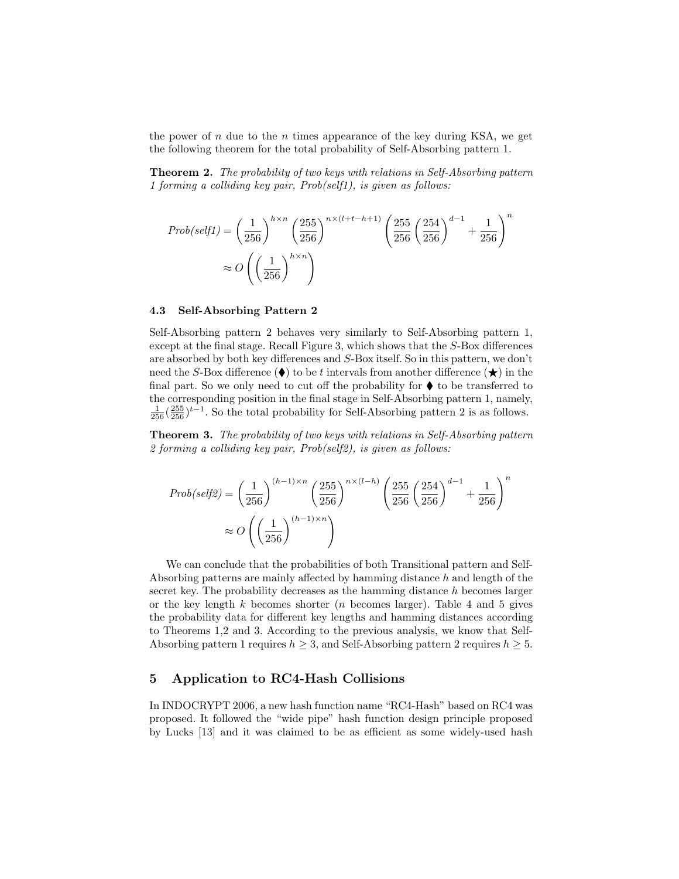the power of $n$ due to the $n$ times appearance of the key during KSA, we get the following theorem for the total probability of Self-Absorbing pattern 1.

**Theorem 2.** *The probability of two keys with relations in Self-Absorbing pattern 1 forming a colliding key pair, Prob(self1), is given as follows:*

$$
\begin{aligned}
Prob(self1) &= \left(\frac{1}{256}\right)^{h\times n}\left(\frac{255}{256}\right)^{n\times(l+t-h+1)}\left(\frac{255}{256}\left(\frac{254}{256}\right)^{d-1}+\frac{1}{256}\right)^{n} \\
&\approx O\left(\left(\frac{1}{256}\right)^{h\times n}\right)
\end{aligned}
$$

### 4.3 Self-Absorbing Pattern 2

Self-Absorbing pattern 2 behaves very similarly to Self-Absorbing pattern 1, except at the final stage. Recall Figure 3, which shows that the $S$-Box differences are absorbed by both key differences and $S$-Box itself. So in this pattern, we don't need the $S$-Box difference (⧫) to be $t$ intervals from another difference (★) in the final part. So we only need to cut off the probability for ⧫ to be transferred to the corresponding position in the final stage in Self-Absorbing pattern 1, namely, $\frac{1}{256}(\frac{255}{256})^{t-1}$. So the total probability for Self-Absorbing pattern 2 is as follows.

**Theorem 3.** *The probability of two keys with relations in Self-Absorbing pattern 2 forming a colliding key pair, Prob(self2), is given as follows:*

$$
\begin{aligned}
Prob(self2) &= \left(\frac{1}{256}\right)^{(h-1)\times n}\left(\frac{255}{256}\right)^{n\times(l-h)}\left(\frac{255}{256}\left(\frac{254}{256}\right)^{d-1}+\frac{1}{256}\right)^{n} \\
&\approx O\left(\left(\frac{1}{256}\right)^{(h-1)\times n}\right)
\end{aligned}
$$

We can conclude that the probabilities of both Transitional pattern and Self-Absorbing patterns are mainly affected by hamming distance $h$ and length of the secret key. The probability decreases as the hamming distance $h$ becomes larger or the key length $k$ becomes shorter ($n$ becomes larger). Table 4 and 5 gives the probability data for different key lengths and hamming distances according to Theorems 1,2 and 3. According to the previous analysis, we know that Self-Absorbing pattern 1 requires $h \geq 3$, and Self-Absorbing pattern 2 requires $h \geq 5$.

## 5 Application to RC4-Hash Collisions

In INDOCRYPT 2006, a new hash function name "RC4-Hash" based on RC4 was proposed. It followed the "wide pipe" hash function design principle proposed by Lucks [13] and it was claimed to be as efficient as some widely-used hash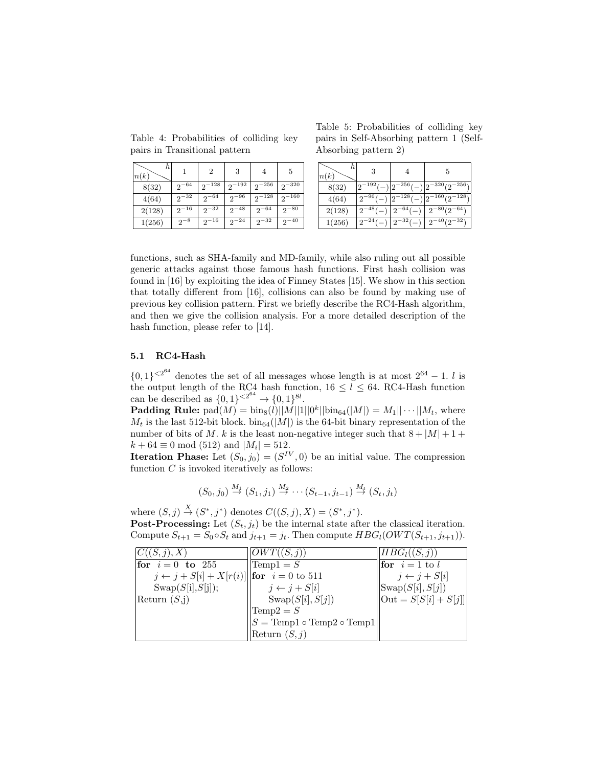Table 4: Probabilities of colliding key pairs in Transitional pattern

| $n(k)$ \ $h$ | 1 | 2 | 3 | 4 | 5 |
|---|---|---|---|---|---|
| 8(32) | $2^{-64}$ | $2^{-128}$ | $2^{-192}$ | $2^{-256}$ | $2^{-320}$ |
| 4(64) | $2^{-32}$ | $2^{-64}$ | $2^{-96}$ | $2^{-128}$ | $2^{-160}$ |
| 2(128) | $2^{-16}$ | $2^{-32}$ | $2^{-48}$ | $2^{-64}$ | $2^{-80}$ |
| 1(256) | $2^{-8}$ | $2^{-16}$ | $2^{-24}$ | $2^{-32}$ | $2^{-40}$ |

Table 5: Probabilities of colliding key pairs in Self-Absorbing pattern 1 (Self-Absorbing pattern 2)

| $n(k)$ \ $h$ | 3 | 4 | 5 |
|---|---|---|---|
| 8(32) | $2^{-192}(-)$ | $2^{-256}(-)$ | $2^{-320}(2^{-256})$ |
| 4(64) | $2^{-96}(-)$ | $2^{-128}(-)$ | $2^{-160}(2^{-128})$ |
| 2(128) | $2^{-48}(-)$ | $2^{-64}(-)$ | $2^{-80}(2^{-64})$ |
| 1(256) | $2^{-24}(-)$ | $2^{-32}(-)$ | $2^{-40}(2^{-32})$ |

functions, such as SHA-family and MD-family, while also ruling out all possible generic attacks against those famous hash functions. First hash collision was found in [16] by exploiting the idea of Finney States [15]. We show in this section that totally different from [16], collisions can also be found by making use of previous key collision pattern. First we briefly describe the RC4-Hash algorithm, and then we give the collision analysis. For a more detailed description of the hash function, please refer to [14].

### 5.1 RC4-Hash

$\{0,1\}^{<2^{64}}$ denotes the set of all messages whose length is at most $2^{64}-1$. $l$ is the output length of the RC4 hash function, $16 \leq l \leq 64$. RC4-Hash function can be described as $\{0,1\}^{<2^{64}} \rightarrow \{0,1\}^{8l}$.

**Padding Rule:** $\text{pad}(M) = \text{bin}_8(l)||M||1||0^k||\text{bin}_{64}(|M|) = M_1||\cdots||M_t$, where $M_t$ is the last 512-bit block. $\text{bin}_{64}(|M|)$ is the 64-bit binary representation of the number of bits of $M$. $k$ is the least non-negative integer such that $8+|M|+1+k+64 \equiv 0 \bmod (512)$ and $|M_i| = 512$.

**Iteration Phase:** Let $(S_0, j_0) = (S^{IV}, 0)$ be an initial value. The compression function $C$ is invoked iteratively as follows:

$$(S_0, j_0) \xrightarrow{M_1} (S_1, j_1) \xrightarrow{M_2} \cdots (S_{t-1}, j_{t-1}) \xrightarrow{M_t} (S_t, j_t)$$

where $(S, j) \xrightarrow{X} (S^*, j^*)$ denotes $C((S, j), X) = (S^*, j^*)$.

**Post-Processing:** Let $(S_t, j_t)$ be the internal state after the classical iteration. Compute $S_{t+1} = S_0 \circ S_t$ and $j_{t+1} = j_t$. Then compute $HBG_l(OWT(S_{t+1}, j_{t+1}))$.

| $C((S,j),X)$ | $OWT((S,j))$ | $HBG_l((S,j))$ |
|---|---|---|
| **for** $i=0$ **to** 255 | Temp1 $= S$ | **for** $i=1$ to $l$ |
| $j \leftarrow j + S[i] + X[r(i)]$ | **for** $i=0$ to 511 | $j \leftarrow j + S[i]$ |
| Swap($S$[i],$S$[j]); | $j \leftarrow j + S[i]$ | Swap$(S[i], S[j])$ |
| Return ($S$,j) | Swap$(S[i], S[j])$ | Out $= S[S[i] + S[j]]$ |
| | Temp2 $= S$ | |
| | $S =$ Temp1 $\circ$ Temp2 $\circ$ Temp1 | |
| | Return $(S, j)$ | |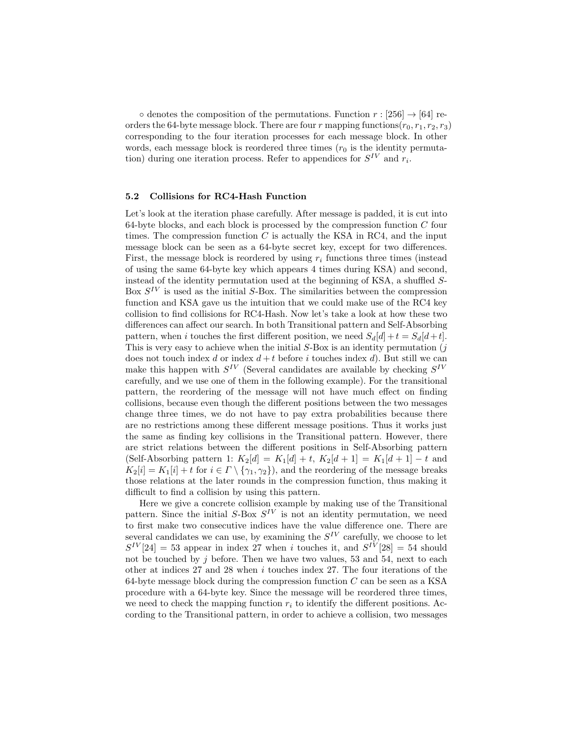$\circ$ denotes the composition of the permutations. Function $r : [256] \to [64]$ reorders the 64-byte message block. There are four $r$ mapping functions($r_0, r_1, r_2, r_3$) corresponding to the four iteration processes for each message block. In other words, each message block is reordered three times ($r_0$ is the identity permutation) during one iteration process. Refer to appendices for $S^{IV}$ and $r_i$.

### 5.2 Collisions for RC4-Hash Function

Let's look at the iteration phase carefully. After message is padded, it is cut into 64-byte blocks, and each block is processed by the compression function $C$ four times. The compression function $C$ is actually the KSA in RC4, and the input message block can be seen as a 64-byte secret key, except for two differences. First, the message block is reordered by using $r_i$ functions three times (instead of using the same 64-byte key which appears 4 times during KSA) and second, instead of the identity permutation used at the beginning of KSA, a shuffled $S$-Box $S^{IV}$ is used as the initial $S$-Box. The similarities between the compression function and KSA gave us the intuition that we could make use of the RC4 key collision to find collisions for RC4-Hash. Now let's take a look at how these two differences can affect our search. In both Transitional pattern and Self-Absorbing pattern, when $i$ touches the first different position, we need $S_d[d] + t = S_d[d + t]$. This is very easy to achieve when the initial $S$-Box is an identity permutation ($j$ does not touch index $d$ or index $d + t$ before $i$ touches index $d$). But still we can make this happen with $S^{IV}$ (Several candidates are available by checking $S^{IV}$ carefully, and we use one of them in the following example). For the transitional pattern, the reordering of the message will not have much effect on finding collisions, because even though the different positions between the two messages change three times, we do not have to pay extra probabilities because there are no restrictions among these different message positions. Thus it works just the same as finding key collisions in the Transitional pattern. However, there are strict relations between the different positions in Self-Absorbing pattern (Self-Absorbing pattern 1: $K_2[d] = K_1[d] + t$, $K_2[d + 1] = K_1[d + 1] - t$ and $K_2[i] = K_1[i] + t$ for $i \in \Gamma \setminus \{\gamma_1, \gamma_2\}$), and the reordering of the message breaks those relations at the later rounds in the compression function, thus making it difficult to find a collision by using this pattern.

Here we give a concrete collision example by making use of the Transitional pattern. Since the initial $S$-Box $S^{IV}$ is not an identity permutation, we need to first make two consecutive indices have the value difference one. There are several candidates we can use, by examining the $S^{IV}$ carefully, we choose to let $S^{IV}[24] = 53$ appear in index 27 when $i$ touches it, and $S^{IV}[28] = 54$ should not be touched by $j$ before. Then we have two values, 53 and 54, next to each other at indices 27 and 28 when $i$ touches index 27. The four iterations of the 64-byte message block during the compression function $C$ can be seen as a KSA procedure with a 64-byte key. Since the message will be reordered three times, we need to check the mapping function $r_i$ to identify the different positions. According to the Transitional pattern, in order to achieve a collision, two messages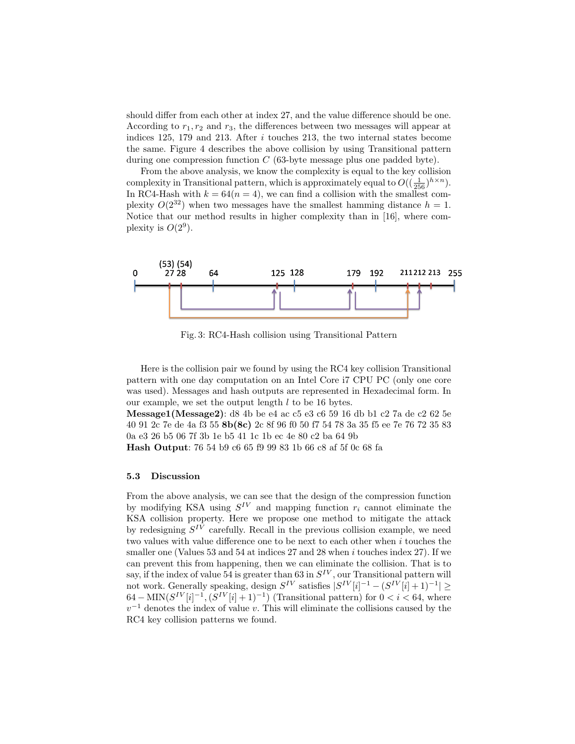should differ from each other at index 27, and the value difference should be one. According to $r_1, r_2$ and $r_3$, the differences between two messages will appear at indices 125, 179 and 213. After $i$ touches 213, the two internal states become the same. Figure 4 describes the above collision by using Transitional pattern during one compression function $C$ (63-byte message plus one padded byte).

From the above analysis, we know the complexity is equal to the key collision complexity in Transitional pattern, which is approximately equal to $O((\frac{1}{256})^{h \times n})$. In RC4-Hash with $k = 64 (n = 4)$, we can find a collision with the smallest complexity $O(2^{32})$ when two messages have the smallest hamming distance $h = 1$. Notice that our method results in higher complexity than in [16], where complexity is $O(2^9)$.

Fig. 3: RC4-Hash collision using Transitional Pattern

Here is the collision pair we found by using the RC4 key collision Transitional pattern with one day computation on an Intel Core i7 CPU PC (only one core was used). Messages and hash outputs are represented in Hexadecimal form. In our example, we set the output length $l$ to be 16 bytes.

**Message1(Message2)**: d8 4b be e4 ac c5 e3 c6 59 16 db b1 c2 7a de c2 62 5e 40 91 2c 7e de 4a f3 55 **8b(8c)** 2c 8f 96 f0 50 f7 54 78 3a 35 f5 ee 7e 76 72 35 83 0a e3 26 b5 06 7f 3b 1e b5 41 1c 1b ec 4e 80 c2 ba 64 9b

**Hash Output**: 76 54 b9 c6 65 f9 99 83 1b 66 c8 af 5f 0c 68 fa

### 5.3 Discussion

From the above analysis, we can see that the design of the compression function by modifying KSA using $S^{IV}$ and mapping function $r_i$ cannot eliminate the KSA collision property. Here we propose one method to mitigate the attack by redesigning $S^{IV}$ carefully. Recall in the previous collision example, we need two values with value difference one to be next to each other when $i$ touches the smaller one (Values 53 and 54 at indices 27 and 28 when $i$ touches index 27). If we can prevent this from happening, then we can eliminate the collision. That is to say, if the index of value 54 is greater than 63 in $S^{IV}$, our Transitional pattern will not work. Generally speaking, design $S^{IV}$ satisfies $|S^{IV}[i]^{-1} - (S^{IV}[i]+1)^{-1}| \geq 64 - \text{MIN}(S^{IV}[i]^{-1}, (S^{IV}[i]+1)^{-1})$ (Transitional pattern) for $0 < i < 64$, where $v^{-1}$ denotes the index of value $v$. This will eliminate the collisions caused by the RC4 key collision patterns we found.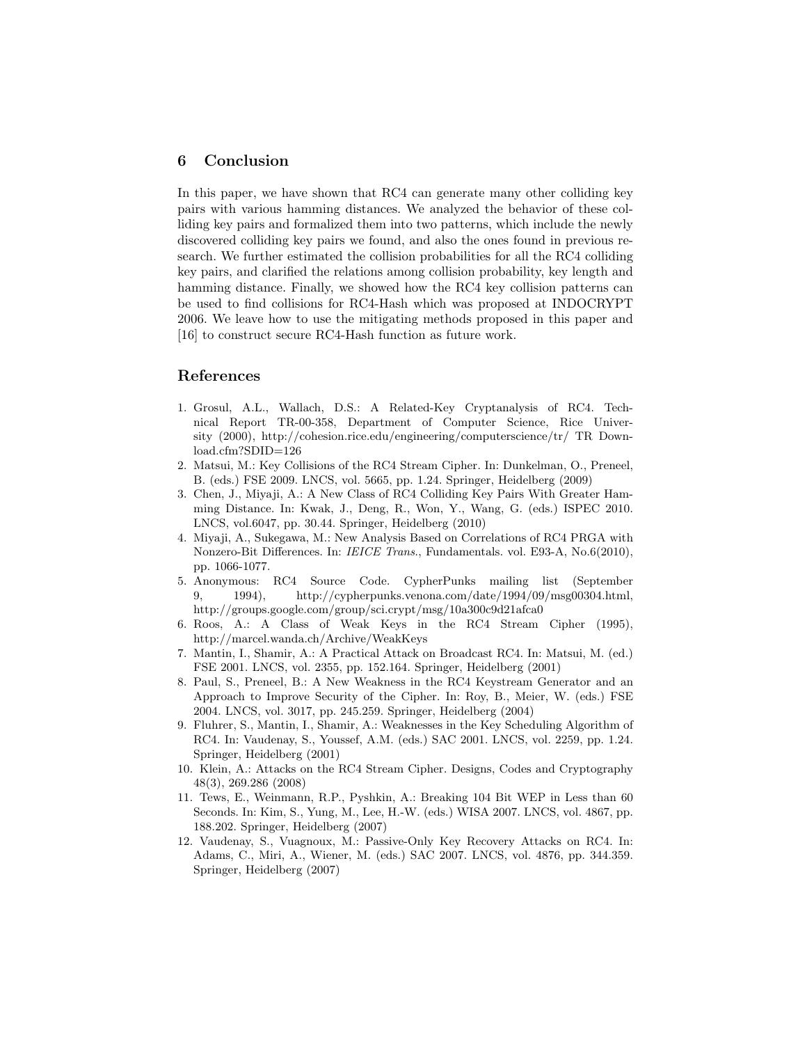## 6 Conclusion

In this paper, we have shown that RC4 can generate many other colliding key pairs with various hamming distances. We analyzed the behavior of these colliding key pairs and formalized them into two patterns, which include the newly discovered colliding key pairs we found, and also the ones found in previous research. We further estimated the collision probabilities for all the RC4 colliding key pairs, and clarified the relations among collision probability, key length and hamming distance. Finally, we showed how the RC4 key collision patterns can be used to find collisions for RC4-Hash which was proposed at INDOCRYPT 2006. We leave how to use the mitigating methods proposed in this paper and [16] to construct secure RC4-Hash function as future work.

## References

1. Grosul, A.L., Wallach, D.S.: A Related-Key Cryptanalysis of RC4. Technical Report TR-00-358, Department of Computer Science, Rice University (2000), http://cohesion.rice.edu/engineering/computerscience/tr/ TR Download.cfm?SDID=126
2. Matsui, M.: Key Collisions of the RC4 Stream Cipher. In: Dunkelman, O., Preneel, B. (eds.) FSE 2009. LNCS, vol. 5665, pp. 1.24. Springer, Heidelberg (2009)
3. Chen, J., Miyaji, A.: A New Class of RC4 Colliding Key Pairs With Greater Hamming Distance. In: Kwak, J., Deng, R., Won, Y., Wang, G. (eds.) ISPEC 2010. LNCS, vol.6047, pp. 30.44. Springer, Heidelberg (2010)
4. Miyaji, A., Sukegawa, M.: New Analysis Based on Correlations of RC4 PRGA with Nonzero-Bit Differences. In: *IEICE Trans.*, Fundamentals. vol. E93-A, No.6(2010), pp. 1066-1077.
5. Anonymous: RC4 Source Code. CypherPunks mailing list (September 9, 1994), http://cypherpunks.venona.com/date/1994/09/msg00304.html, http://groups.google.com/group/sci.crypt/msg/10a300c9d21afca0
6. Roos, A.: A Class of Weak Keys in the RC4 Stream Cipher (1995), http://marcel.wanda.ch/Archive/WeakKeys
7. Mantin, I., Shamir, A.: A Practical Attack on Broadcast RC4. In: Matsui, M. (ed.) FSE 2001. LNCS, vol. 2355, pp. 152.164. Springer, Heidelberg (2001)
8. Paul, S., Preneel, B.: A New Weakness in the RC4 Keystream Generator and an Approach to Improve Security of the Cipher. In: Roy, B., Meier, W. (eds.) FSE 2004. LNCS, vol. 3017, pp. 245.259. Springer, Heidelberg (2004)
9. Fluhrer, S., Mantin, I., Shamir, A.: Weaknesses in the Key Scheduling Algorithm of RC4. In: Vaudenay, S., Youssef, A.M. (eds.) SAC 2001. LNCS, vol. 2259, pp. 1.24. Springer, Heidelberg (2001)
10. Klein, A.: Attacks on the RC4 Stream Cipher. Designs, Codes and Cryptography 48(3), 269.286 (2008)
11. Tews, E., Weinmann, R.P., Pyshkin, A.: Breaking 104 Bit WEP in Less than 60 Seconds. In: Kim, S., Yung, M., Lee, H.-W. (eds.) WISA 2007. LNCS, vol. 4867, pp. 188.202. Springer, Heidelberg (2007)
12. Vaudenay, S., Vuagnoux, M.: Passive-Only Key Recovery Attacks on RC4. In: Adams, C., Miri, A., Wiener, M. (eds.) SAC 2007. LNCS, vol. 4876, pp. 344.359. Springer, Heidelberg (2007)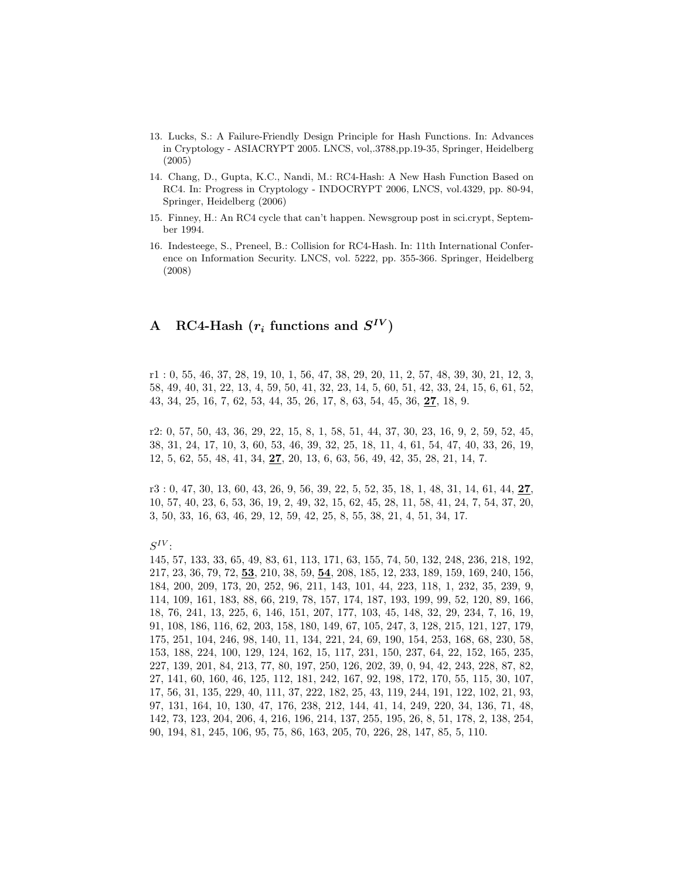13. Lucks, S.: A Failure-Friendly Design Principle for Hash Functions. In: Advances in Cryptology - ASIACRYPT 2005. LNCS, vol,.3788,pp.19-35, Springer, Heidelberg (2005)
14. Chang, D., Gupta, K.C., Nandi, M.: RC4-Hash: A New Hash Function Based on RC4. In: Progress in Cryptology - INDOCRYPT 2006, LNCS, vol.4329, pp. 80-94, Springer, Heidelberg (2006)
15. Finney, H.: An RC4 cycle that can't happen. Newsgroup post in sci.crypt, September 1994.
16. Indesteege, S., Preneel, B.: Collision for RC4-Hash. In: 11th International Conference on Information Security. LNCS, vol. 5222, pp. 355-366. Springer, Heidelberg (2008)

# A RC4-Hash ($r_i$ functions and $S^{IV}$)

r1 : 0, 55, 46, 37, 28, 19, 10, 1, 56, 47, 38, 29, 20, 11, 2, 57, 48, 39, 30, 21, 12, 3, 58, 49, 40, 31, 22, 13, 4, 59, 50, 41, 32, 23, 14, 5, 60, 51, 42, 33, 24, 15, 6, 61, 52, 43, 34, 25, 16, 7, 62, 53, 44, 35, 26, 17, 8, 63, 54, 45, 36, **27**, 18, 9.

r2: 0, 57, 50, 43, 36, 29, 22, 15, 8, 1, 58, 51, 44, 37, 30, 23, 16, 9, 2, 59, 52, 45, 38, 31, 24, 17, 10, 3, 60, 53, 46, 39, 32, 25, 18, 11, 4, 61, 54, 47, 40, 33, 26, 19, 12, 5, 62, 55, 48, 41, 34, **27**, 20, 13, 6, 63, 56, 49, 42, 35, 28, 21, 14, 7.

r3 : 0, 47, 30, 13, 60, 43, 26, 9, 56, 39, 22, 5, 52, 35, 18, 1, 48, 31, 14, 61, 44, **27**, 10, 57, 40, 23, 6, 53, 36, 19, 2, 49, 32, 15, 62, 45, 28, 11, 58, 41, 24, 7, 54, 37, 20, 3, 50, 33, 16, 63, 46, 29, 12, 59, 42, 25, 8, 55, 38, 21, 4, 51, 34, 17.

$S^{IV}$:
145, 57, 133, 33, 65, 49, 83, 61, 113, 171, 63, 155, 74, 50, 132, 248, 236, 218, 192, 217, 23, 36, 79, 72, **53**, 210, 38, 59, **54**, 208, 185, 12, 233, 189, 159, 169, 240, 156, 184, 200, 209, 173, 20, 252, 96, 211, 143, 101, 44, 223, 118, 1, 232, 35, 239, 9, 114, 109, 161, 183, 88, 66, 219, 78, 157, 174, 187, 193, 199, 99, 52, 120, 89, 166, 18, 76, 241, 13, 225, 6, 146, 151, 207, 177, 103, 45, 148, 32, 29, 234, 7, 16, 19, 91, 108, 186, 116, 62, 203, 158, 180, 149, 67, 105, 247, 3, 128, 215, 121, 127, 179, 175, 251, 104, 246, 98, 140, 11, 134, 221, 24, 69, 190, 154, 253, 168, 68, 230, 58, 153, 188, 224, 100, 129, 124, 162, 15, 117, 231, 150, 237, 64, 22, 152, 165, 235, 227, 139, 201, 84, 213, 77, 80, 197, 250, 126, 202, 39, 0, 94, 42, 243, 228, 87, 82, 27, 141, 60, 160, 46, 125, 112, 181, 242, 167, 92, 198, 172, 170, 55, 115, 30, 107, 17, 56, 31, 135, 229, 40, 111, 37, 222, 182, 25, 43, 119, 244, 191, 122, 102, 21, 93, 97, 131, 164, 10, 130, 47, 176, 238, 212, 144, 41, 14, 249, 220, 34, 136, 71, 48, 142, 73, 123, 204, 206, 4, 216, 196, 214, 137, 255, 195, 26, 8, 51, 178, 2, 138, 254, 90, 194, 81, 245, 106, 95, 75, 86, 163, 205, 70, 226, 28, 147, 85, 5, 110.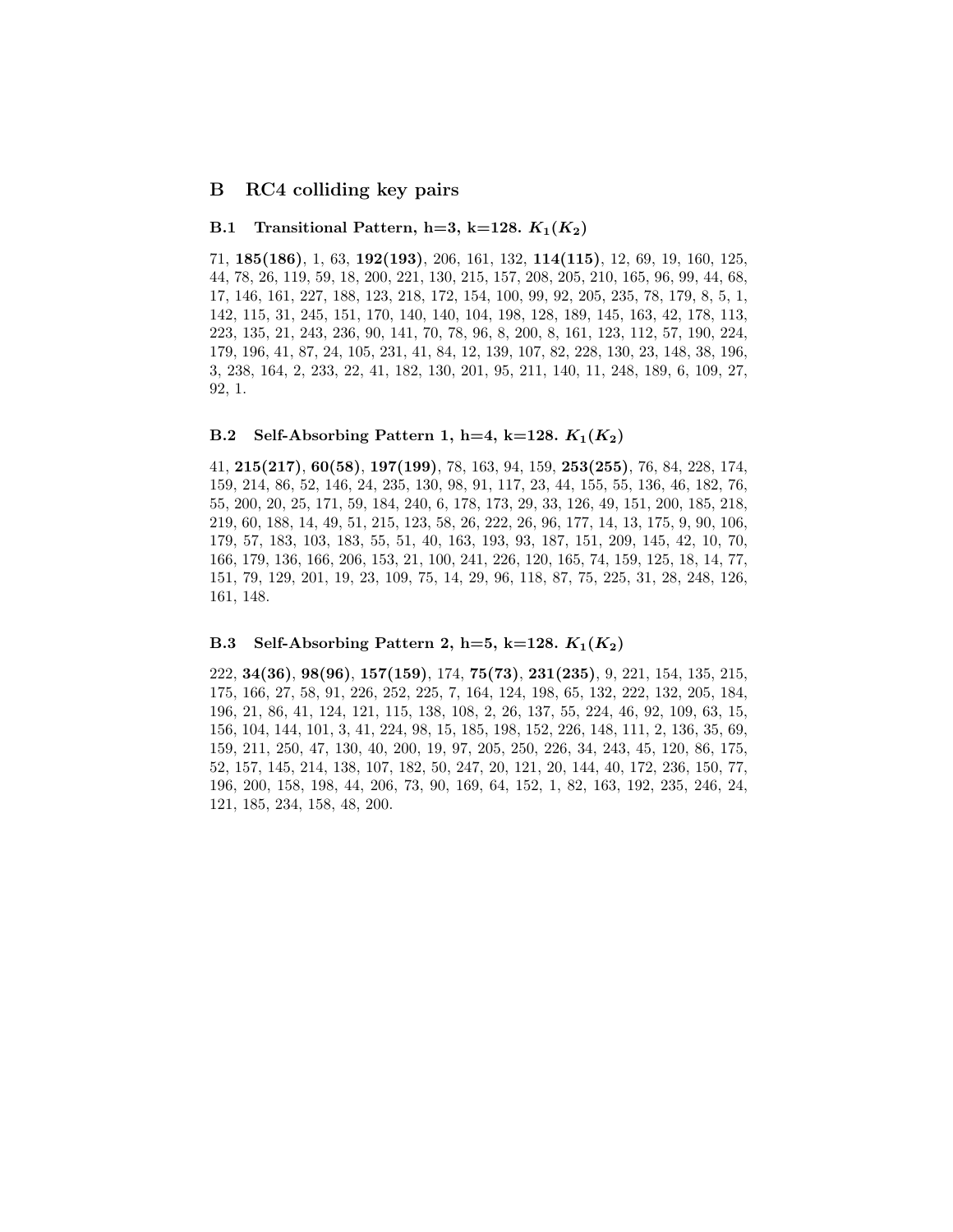## B RC4 colliding key pairs

### B.1 Transitional Pattern, h=3, k=128. $K_1(K_2)$

71, **185(186)**, 1, 63, **192(193)**, 206, 161, 132, **114(115)**, 12, 69, 19, 160, 125, 44, 78, 26, 119, 59, 18, 200, 221, 130, 215, 157, 208, 205, 210, 165, 96, 99, 44, 68, 17, 146, 161, 227, 188, 123, 218, 172, 154, 100, 99, 92, 205, 235, 78, 179, 8, 5, 1, 142, 115, 31, 245, 151, 170, 140, 140, 104, 198, 128, 189, 145, 163, 42, 178, 113, 223, 135, 21, 243, 236, 90, 141, 70, 78, 96, 8, 200, 8, 161, 123, 112, 57, 190, 224, 179, 196, 41, 87, 24, 105, 231, 41, 84, 12, 139, 107, 82, 228, 130, 23, 148, 38, 196, 3, 238, 164, 2, 233, 22, 41, 182, 130, 201, 95, 211, 140, 11, 248, 189, 6, 109, 27, 92, 1.

### B.2 Self-Absorbing Pattern 1, h=4, k=128. $K_1(K_2)$

41, **215(217)**, **60(58)**, **197(199)**, 78, 163, 94, 159, **253(255)**, 76, 84, 228, 174, 159, 214, 86, 52, 146, 24, 235, 130, 98, 91, 117, 23, 44, 155, 55, 136, 46, 182, 76, 55, 200, 20, 25, 171, 59, 184, 240, 6, 178, 173, 29, 33, 126, 49, 151, 200, 185, 218, 219, 60, 188, 14, 49, 51, 215, 123, 58, 26, 222, 26, 96, 177, 14, 13, 175, 9, 90, 106, 179, 57, 183, 103, 183, 55, 51, 40, 163, 193, 93, 187, 151, 209, 145, 42, 10, 70, 166, 179, 136, 166, 206, 153, 21, 100, 241, 226, 120, 165, 74, 159, 125, 18, 14, 77, 151, 79, 129, 201, 19, 23, 109, 75, 14, 29, 96, 118, 87, 75, 225, 31, 28, 248, 126, 161, 148.

### B.3 Self-Absorbing Pattern 2, h=5, k=128. $K_1(K_2)$

222, **34(36)**, **98(96)**, **157(159)**, 174, **75(73)**, **231(235)**, 9, 221, 154, 135, 215, 175, 166, 27, 58, 91, 226, 252, 225, 7, 164, 124, 198, 65, 132, 222, 132, 205, 184, 196, 21, 86, 41, 124, 121, 115, 138, 108, 2, 26, 137, 55, 224, 46, 92, 109, 63, 15, 156, 104, 144, 101, 3, 41, 224, 98, 15, 185, 198, 152, 226, 148, 111, 2, 136, 35, 69, 159, 211, 250, 47, 130, 40, 200, 19, 97, 205, 250, 226, 34, 243, 45, 120, 86, 175, 52, 157, 145, 214, 138, 107, 182, 50, 247, 20, 121, 20, 144, 40, 172, 236, 150, 77, 196, 200, 158, 198, 44, 206, 73, 90, 169, 64, 152, 1, 82, 163, 192, 235, 246, 24, 121, 185, 234, 158, 48, 200.